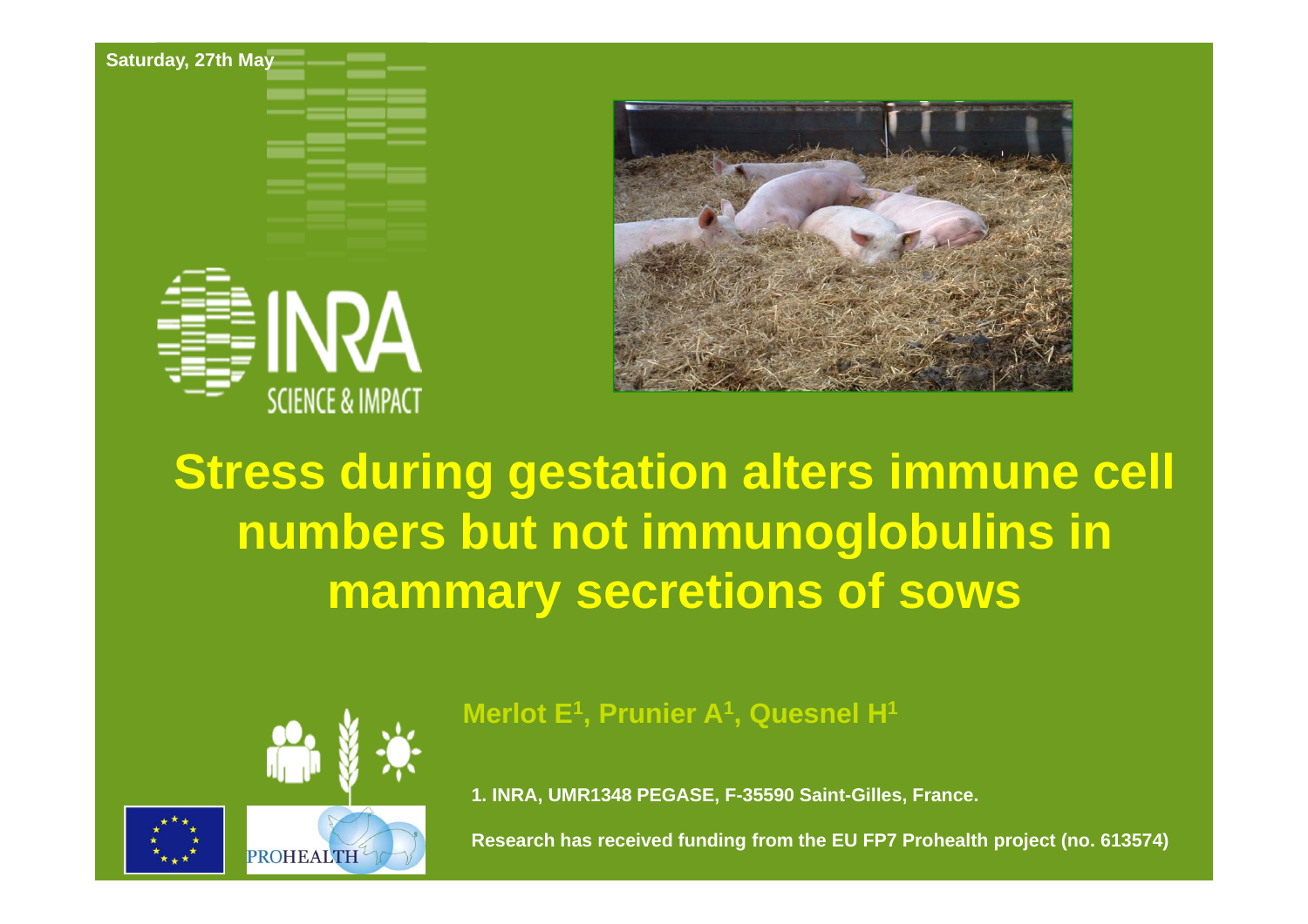Saturday, 27th May

INRA
SCIENCE & IMPACT

# Stress during gestation alters immune cell numbers but not immunoglobulins in mammary secretions of sows

**Merlot E[1], Prunier A[1], Quesnel H[1]**

**1. INRA, UMR1348 PEGASE, F-35590 Saint-Gilles, France.**

**Research has received funding from the EU FP7 Prohealth project (no. 613574)**

PROHEALTH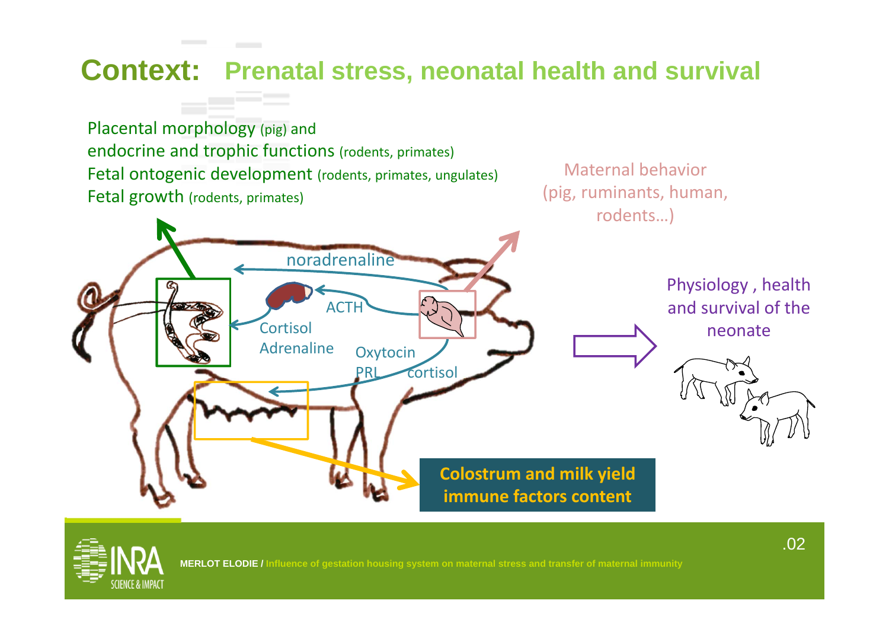# Context: Prenatal stress, neonatal health and survival

Placental morphology (pig) and
endocrine and trophic functions (rodents, primates)
Fetal ontogenic development (rodents, primates, ungulates)
Fetal growth (rodents, primates)

Maternal behavior
(pig, ruminants, human,
rodents…)

noradrenaline

ACTH

Cortisol
Adrenaline

Oxytocin
PRL
cortisol

Physiology , health
and survival of the
neonate

**Colostrum and milk yield immune factors content**

MERLOT ELODIE / Influence of gestation housing system on maternal stress and transfer of maternal immunity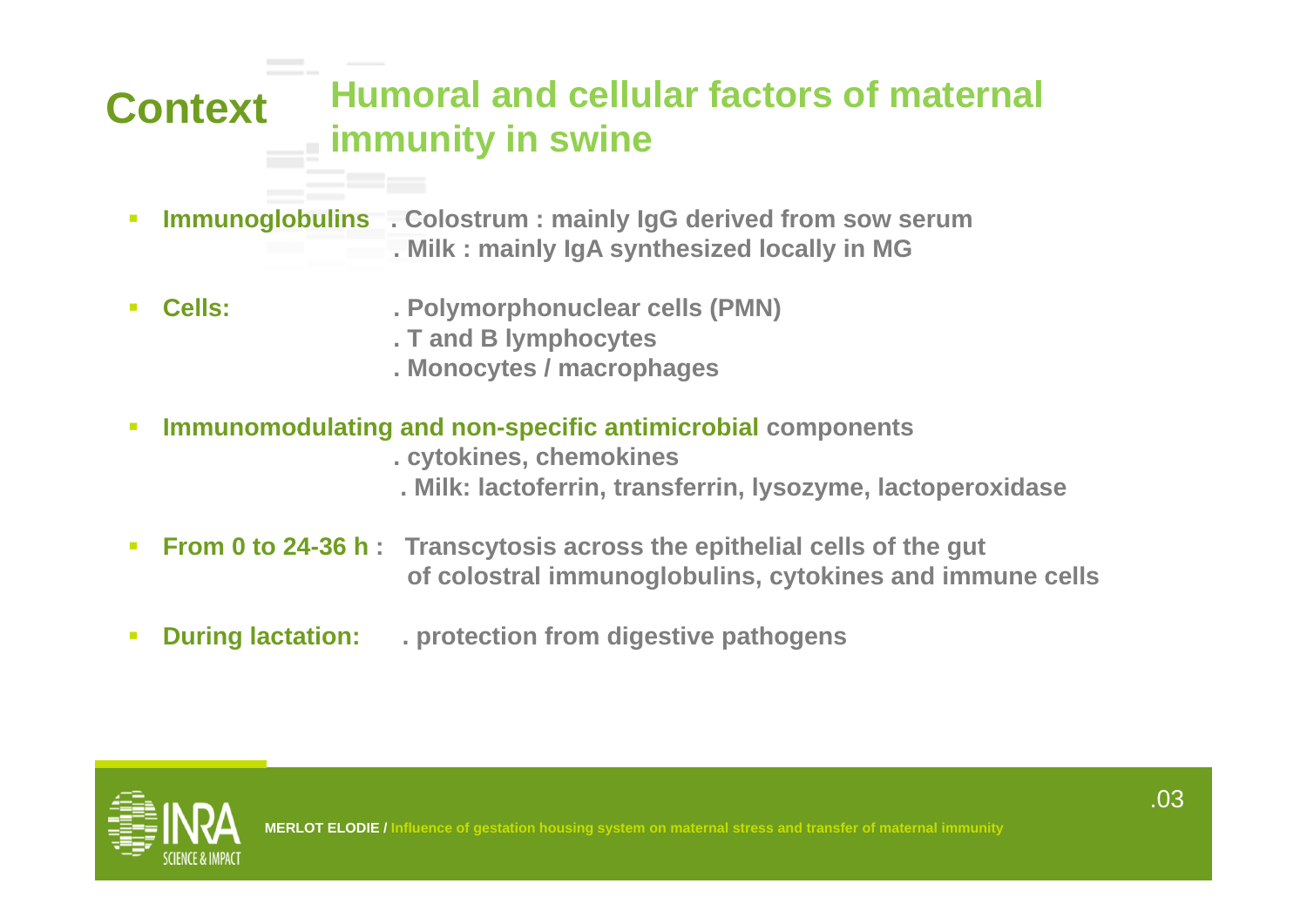## Context

# Humoral and cellular factors of maternal immunity in swine

- **Immunoglobulins**
  - . Colostrum : mainly IgG derived from sow serum
  - . Milk : mainly IgA synthesized locally in MG

- **Cells:**
  - . Polymorphonuclear cells (PMN)
  - . T and B lymphocytes
  - . Monocytes / macrophages

- **Immunomodulating and non-specific antimicrobial** components
  - . cytokines, chemokines
  - . Milk: lactoferrin, transferrin, lysozyme, lactoperoxidase

- **From 0 to 24-36 h :** Transcytosis across the epithelial cells of the gut of colostral immunoglobulins, cytokines and immune cells

- **During lactation:** . protection from digestive pathogens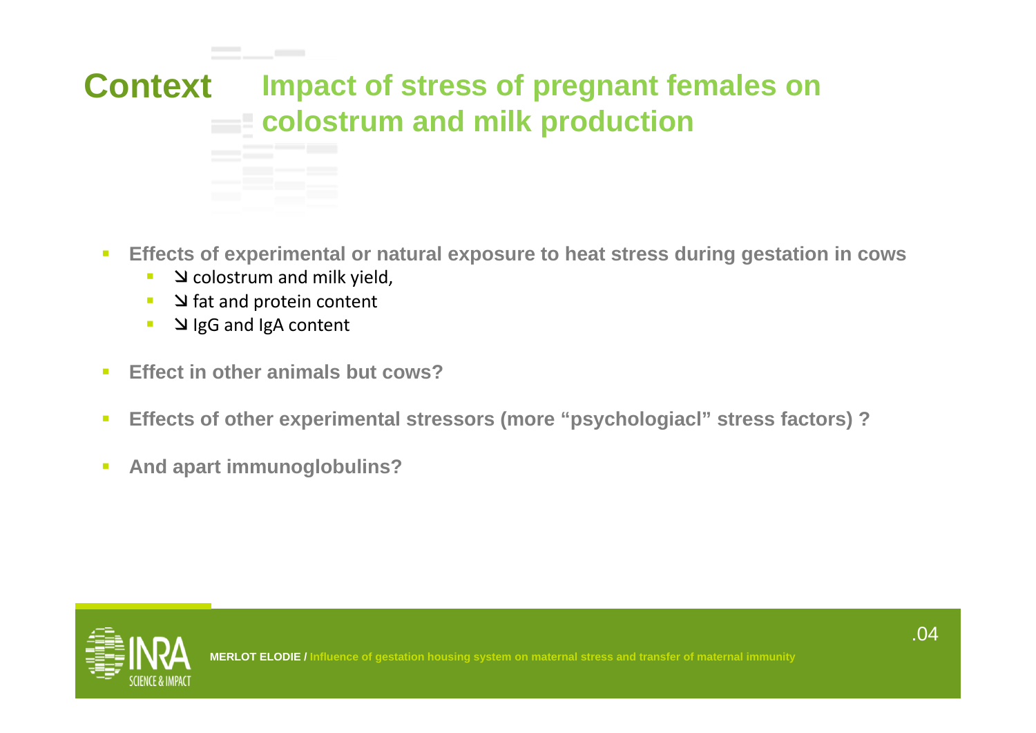# Context Impact of stress of pregnant females on colostrum and milk production

- **Effects of experimental or natural exposure to heat stress during gestation in cows**
  - ↘ colostrum and milk yield,
  - ↘ fat and protein content
  - ↘ IgG and IgA content
- **Effect in other animals but cows?**
- **Effects of other experimental stressors (more “psychologiacl” stress factors) ?**
- **And apart immunoglobulins?**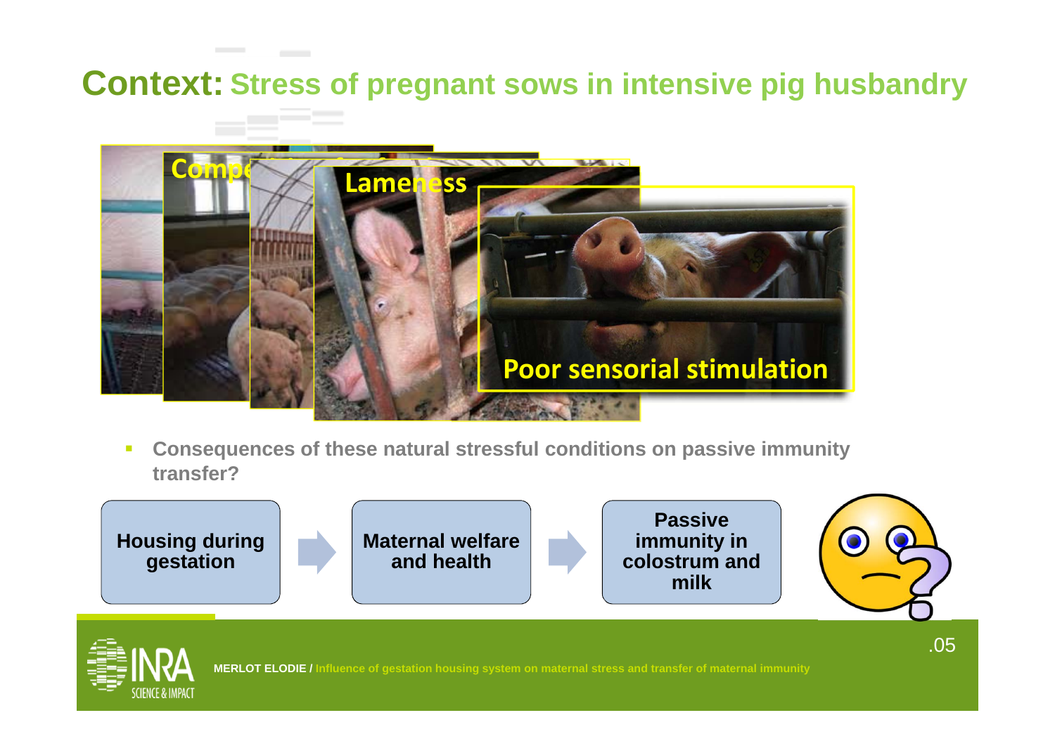# Context: Stress of pregnant sows in intensive pig husbandry

Compe... Lameness

Poor sensorial stimulation

- **Consequences of these natural stressful conditions on passive immunity transfer?**

**Housing during gestation** → **Maternal welfare and health** → **Passive immunity in colostrum and milk**

**MERLOT ELODIE /** Influence of gestation housing system on maternal stress and transfer of maternal immunity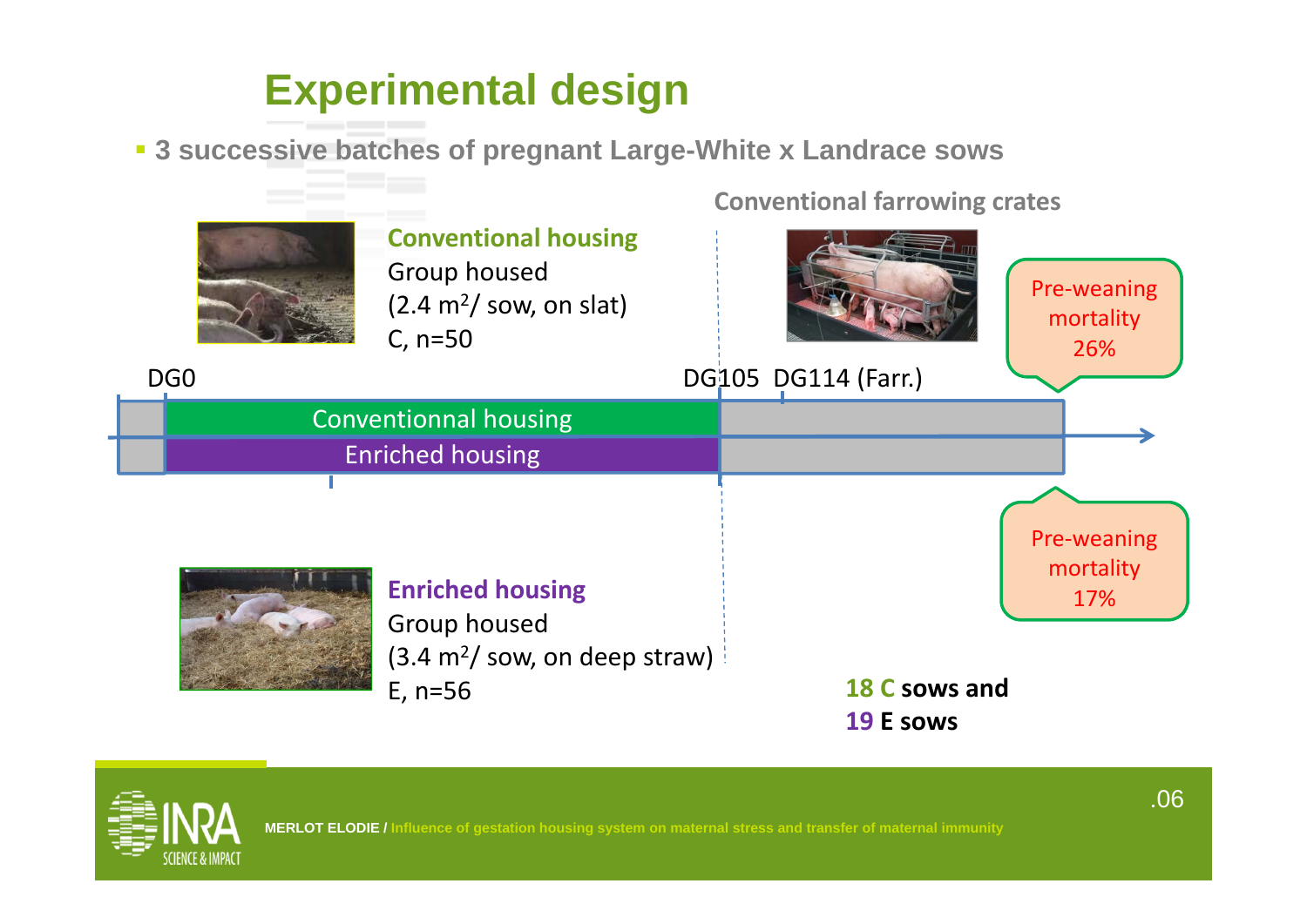# Experimental design

- 3 successive batches of pregnant Large-White x Landrace sows

**Conventional housing**
Group housed
(2.4 m²/ sow, on slat)
C, n=50

Conventional farrowing crates

Pre-weaning mortality 26%

DG0 — DG105 — DG114 (Farr.)

Conventionnal housing

Enriched housing

Pre-weaning mortality 17%

**Enriched housing**
Group housed
(3.4 m²/ sow, on deep straw)
E, n=56

**18 C sows and**
**19 E sows**

MERLOT ELODIE / Influence of gestation housing system on maternal stress and transfer of maternal immunity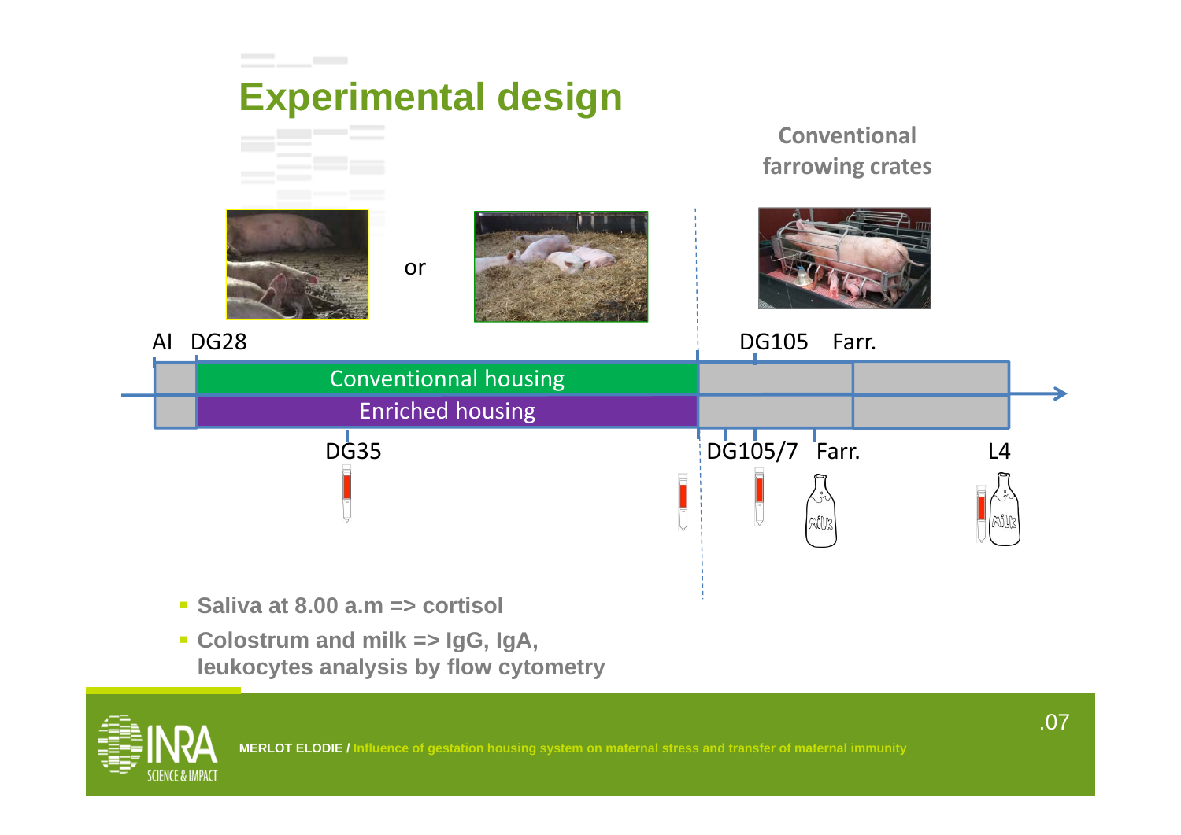# Experimental design

Conventional farrowing crates

or

AI DG28 DG105 Farr.

Conventionnal housing

Enriched housing

DG35 DG105/7 Farr. L4

- Saliva at 8.00 a.m => cortisol
- Colostrum and milk => IgG, IgA, leukocytes analysis by flow cytometry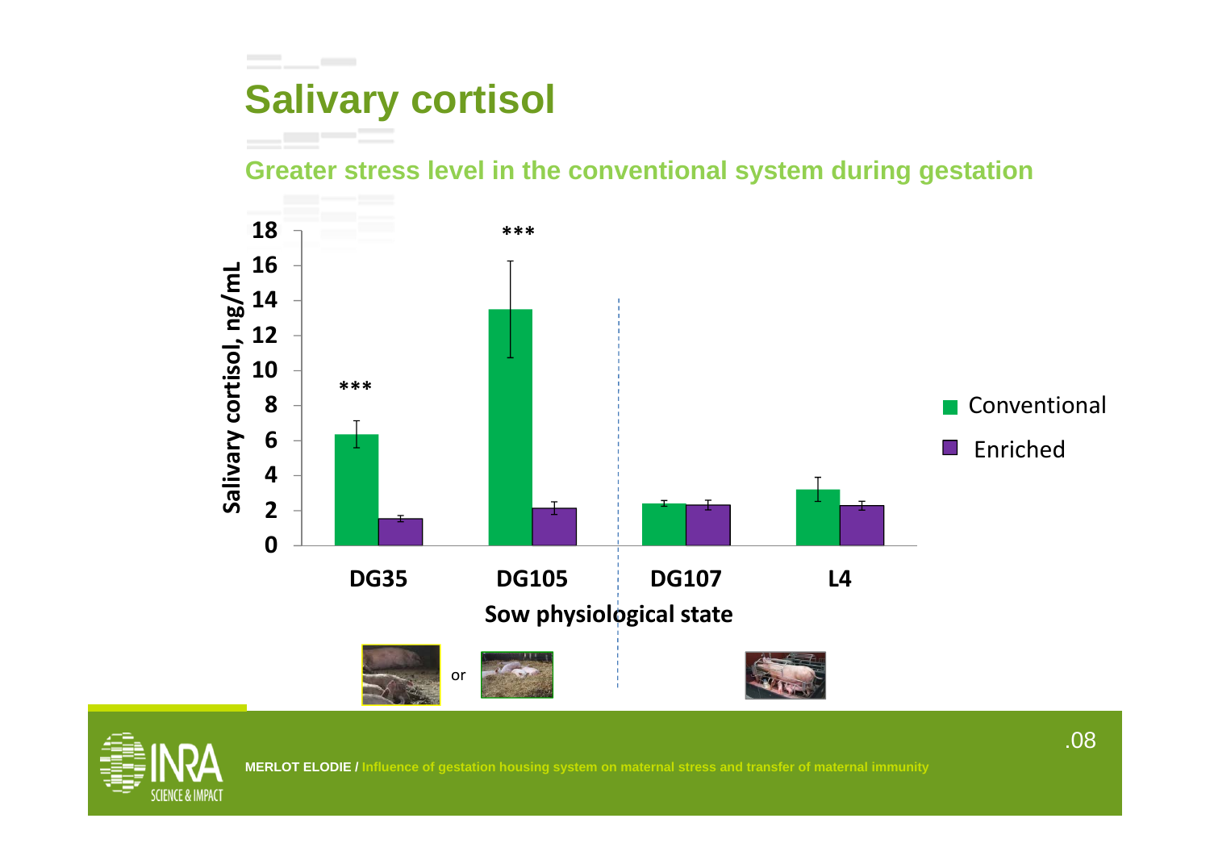# Salivary cortisol

## Greater stress level in the conventional system during gestation

Salivary cortisol, ng/mL

| Sow physiological state | Conventional | Enriched | Significance |
|---|---|---|---|
| DG35 | ~6.3 | ~1.5 | *** |
| DG105 | ~13.5 | ~2.1 | *** |
| DG107 | ~2.4 | ~2.3 | |
| L4 | ~3.2 | ~2.3 | |

or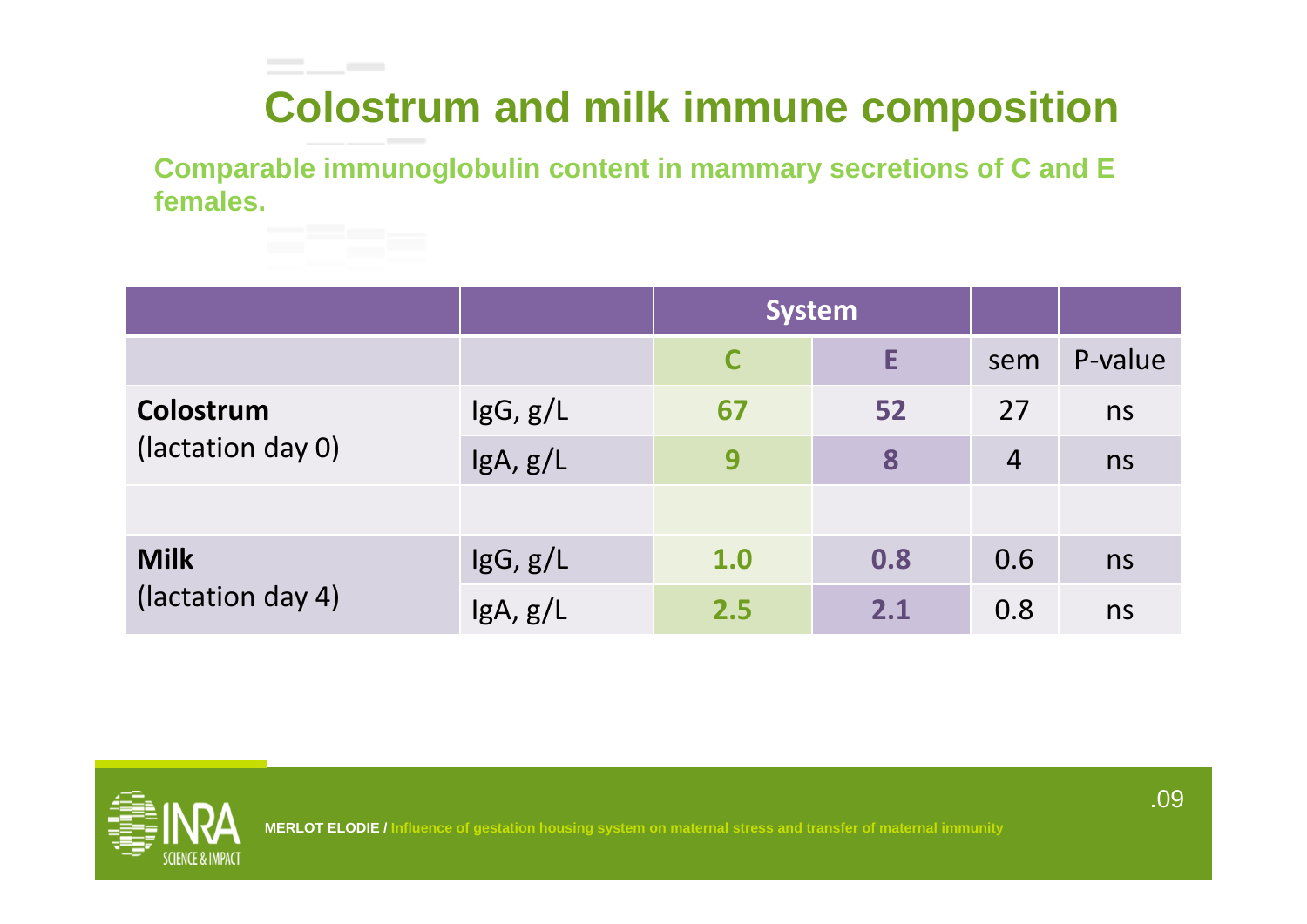# Colostrum and milk immune composition

**Comparable immunoglobulin content in mammary secretions of C and E females.**

| | | System | | | |
|---|---|---|---|---|---|
| | | C | E | sem | P-value |
| **Colostrum** (lactation day 0) | IgG, g/L | **67** | **52** | 27 | ns |
| | IgA, g/L | **9** | **8** | 4 | ns |
| | | | | | |
| **Milk** (lactation day 4) | IgG, g/L | **1.0** | **0.8** | 0.6 | ns |
| | IgA, g/L | **2.5** | **2.1** | 0.8 | ns |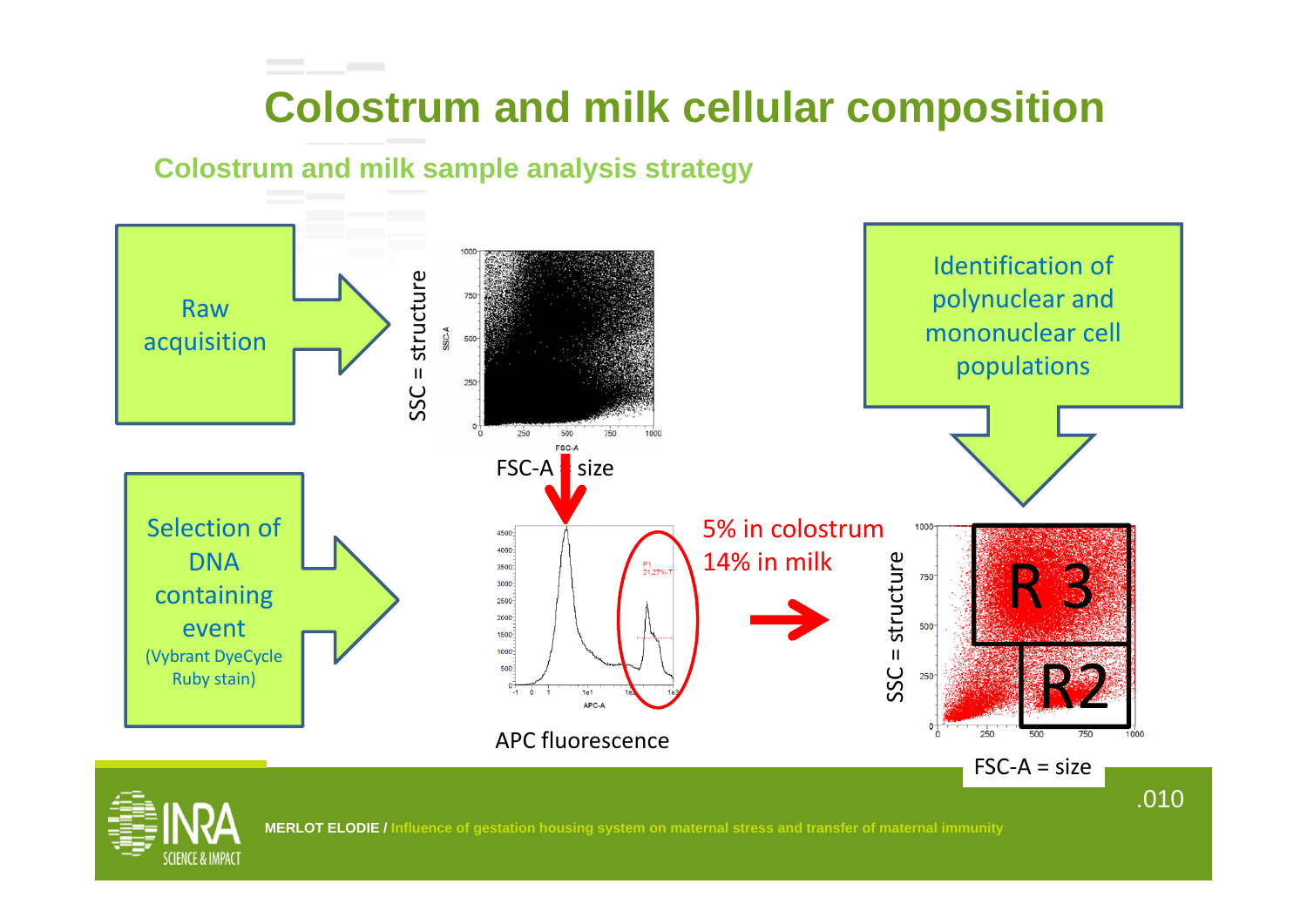# Colostrum and milk cellular composition

## Colostrum and milk sample analysis strategy

Raw acquisition

SSC = structure

FSC-A = size

Selection of DNA containing event (Vybrant DyeCycle Ruby stain)

APC fluorescence

5% in colostrum
14% in milk

Identification of polynuclear and mononuclear cell populations

R 3

R2

SSC = structure

FSC-A = size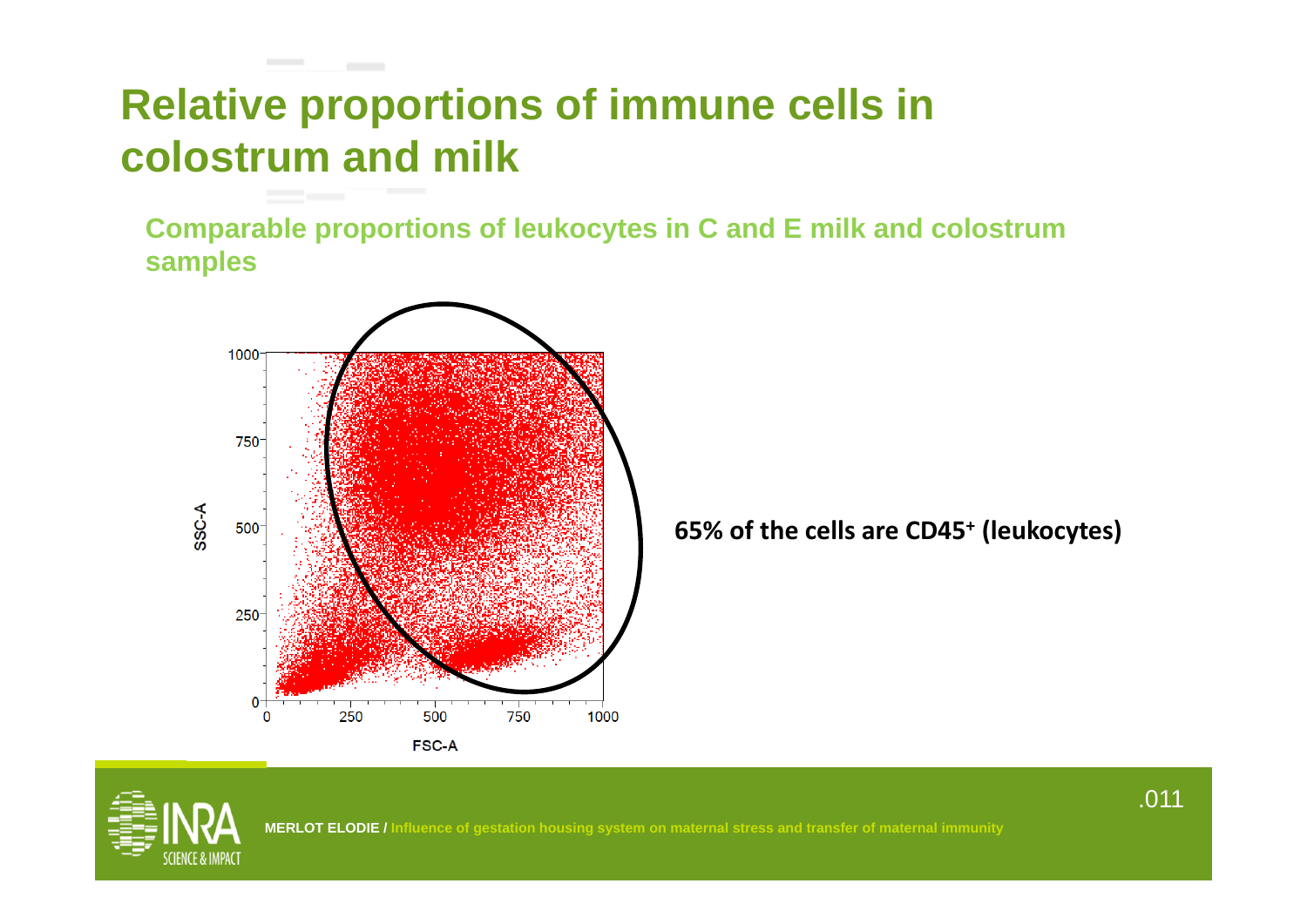# Relative proportions of immune cells in colostrum and milk

## Comparable proportions of leukocytes in C and E milk and colostrum samples

**65% of the cells are $CD45^+$ (leukocytes)**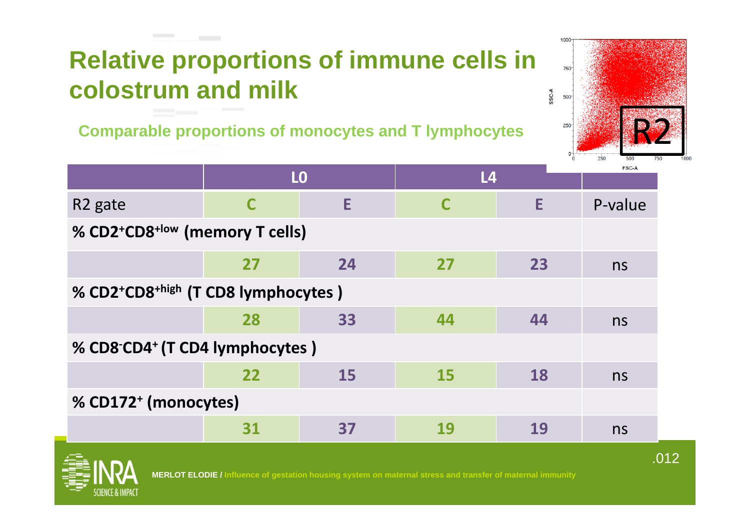# Relative proportions of immune cells in colostrum and milk

## Comparable proportions of monocytes and T lymphocytes

| | L0 | | L4 | | |
|---|---|---|---|---|---|
| R2 gate | C | E | C | E | P-value |
| **% $CD2^+CD8^{+low}$ (memory T cells)** | | | | | |
| | 27 | 24 | 27 | 23 | ns |
| **% $CD2^+CD8^{+high}$ (T CD8 lymphocytes )** | | | | | |
| | 28 | 33 | 44 | 44 | ns |
| **% $CD8^-CD4^+$ (T CD4 lymphocytes )** | | | | | |
| | 22 | 15 | 15 | 18 | ns |
| **% $CD172^+$ (monocytes)** | | | | | |
| | 31 | 37 | 19 | 19 | ns |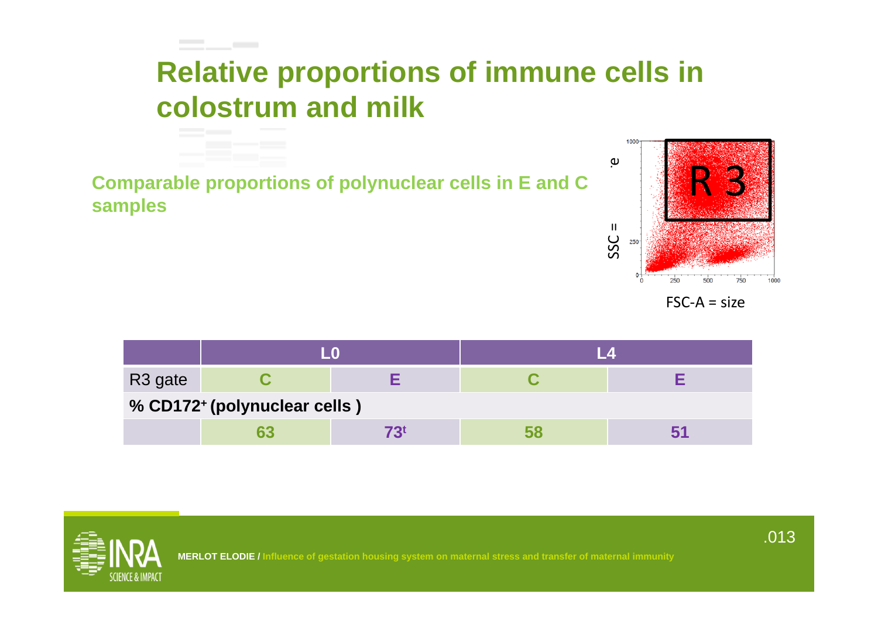# Relative proportions of immune cells in colostrum and milk

**Comparable proportions of polynuclear cells in E and C samples**

SSC = 

FSC-A = size

R 3

| | L0 | | L4 | |
|---|---|---|---|---|
| R3 gate | C | E | C | E |
| **% CD172+ (polynuclear cells )** | | | | |
| | 63 | 73[t] | 58 | 51 |

MERLOT ELODIE / Influence of gestation housing system on maternal stress and transfer of maternal immunity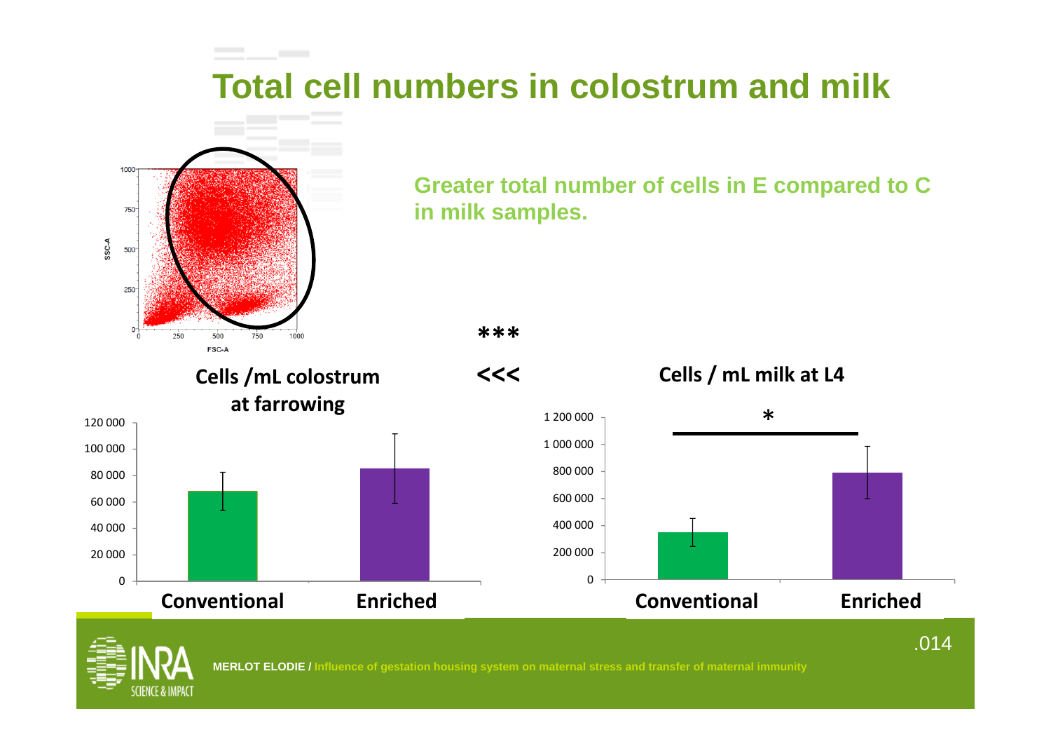# Total cell numbers in colostrum and milk

Greater total number of cells in E compared to C in milk samples.

\*\*\*

<<<

**Cells /mL colostrum at farrowing**

| | Conventional | Enriched |
|---|---|---|

**Cells / mL milk at L4**

| | Conventional | Enriched |
|---|---|---|

\*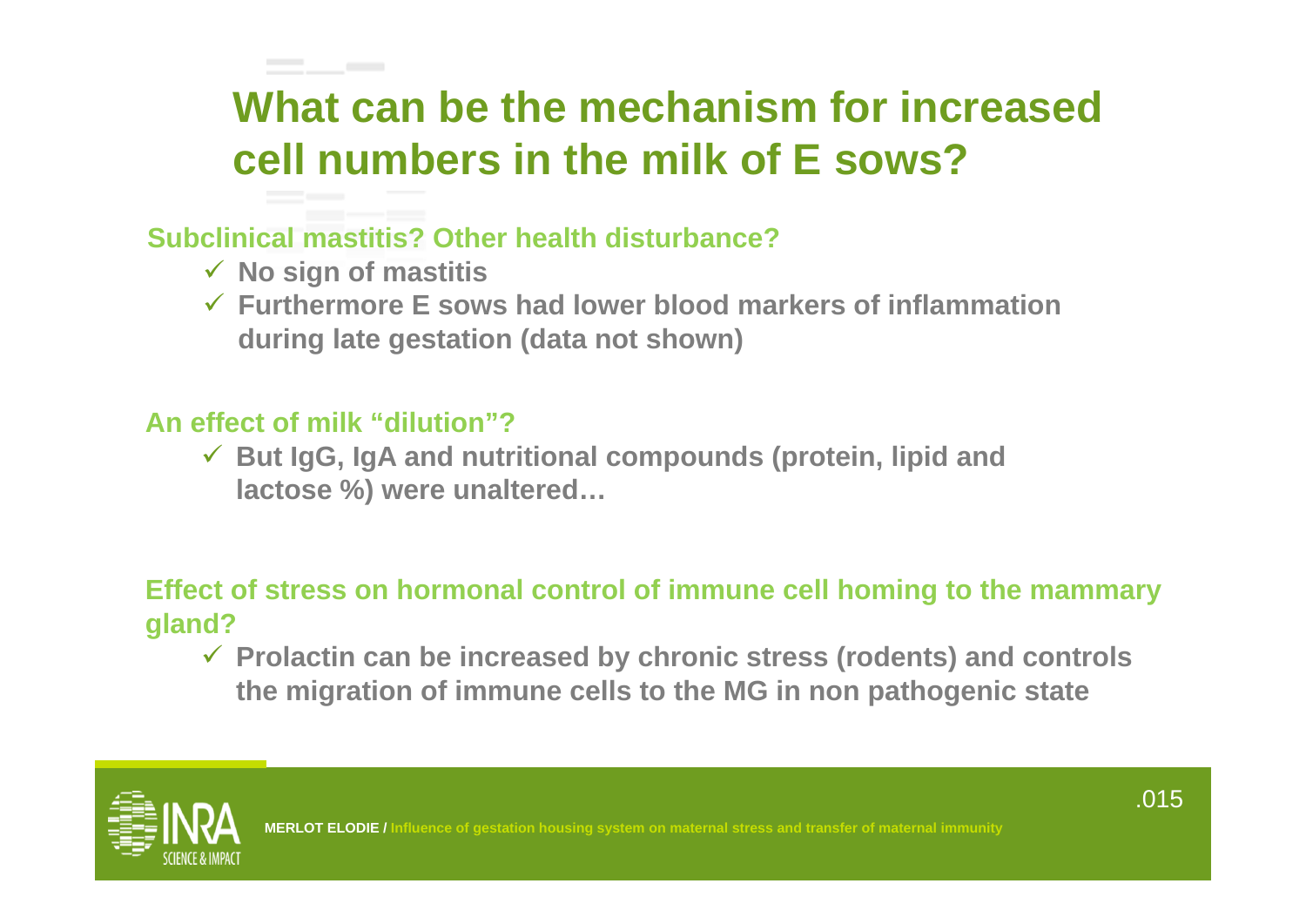# What can be the mechanism for increased cell numbers in the milk of E sows?

**Subclinical mastitis? Other health disturbance?**

- ✓ **No sign of mastitis**
- ✓ **Furthermore E sows had lower blood markers of inflammation during late gestation (data not shown)**

**An effect of milk “dilution”?**

- ✓ **But IgG, IgA and nutritional compounds (protein, lipid and lactose %) were unaltered…**

**Effect of stress on hormonal control of immune cell homing to the mammary gland?**

- ✓ **Prolactin can be increased by chronic stress (rodents) and controls the migration of immune cells to the MG in non pathogenic state**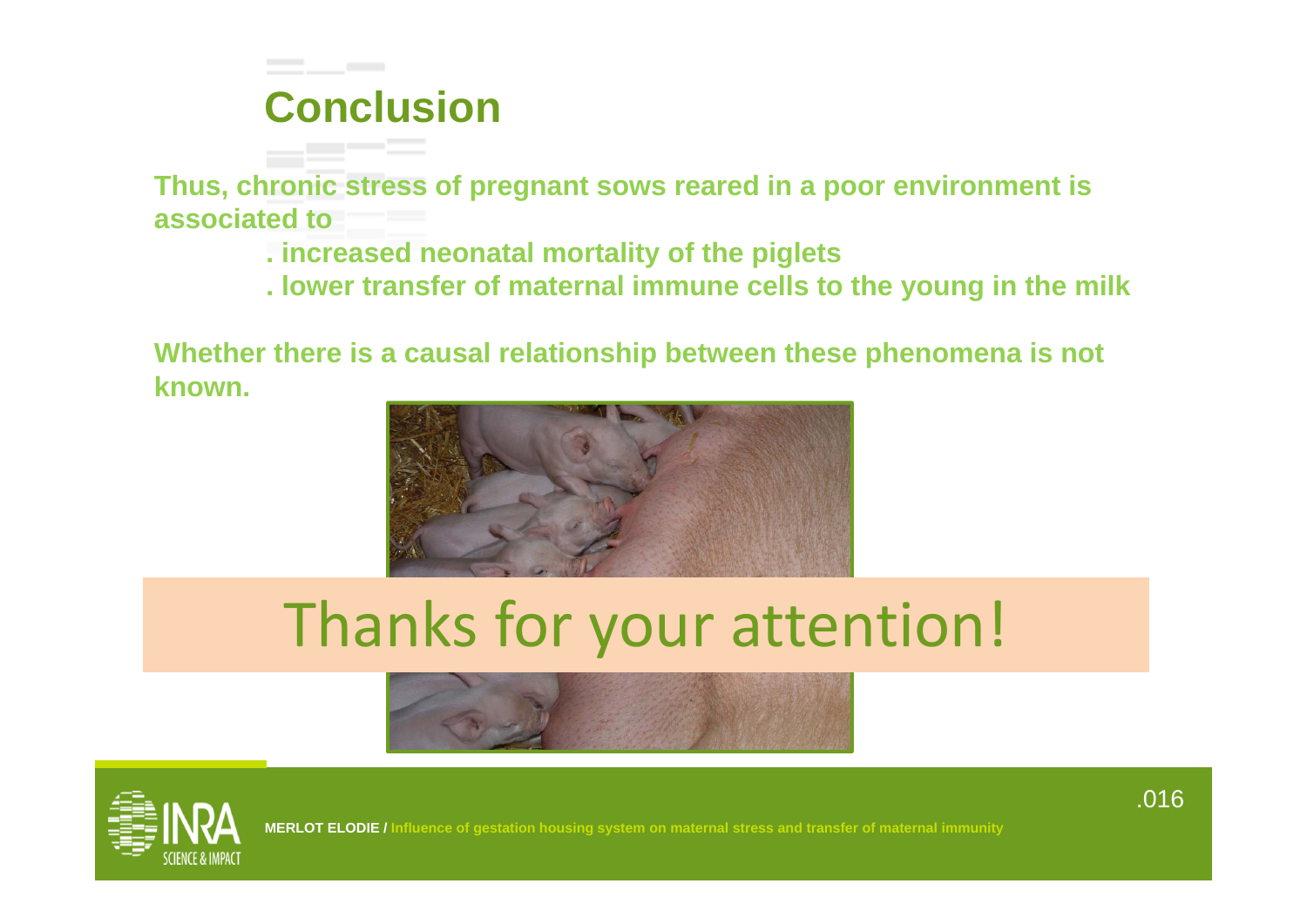# Conclusion

**Thus, chronic stress of pregnant sows reared in a poor environment is associated to**

- **increased neonatal mortality of the piglets**
- **lower transfer of maternal immune cells to the young in the milk**

**Whether there is a causal relationship between these phenomena is not known.**

Thanks for your attention!